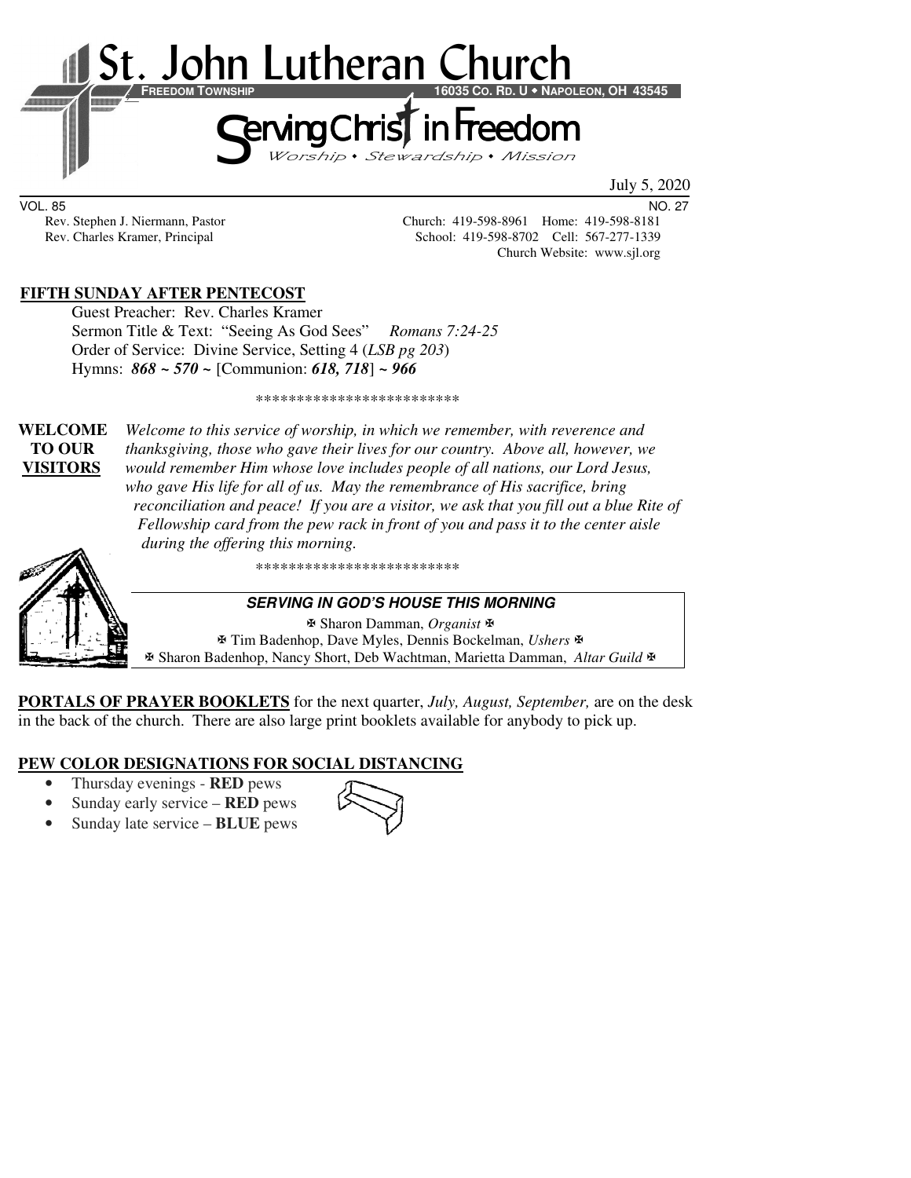# St. John Lutheran Church

**FREEDOM TOWNSHIP** **16035 CO. RD. U • NAPOLEON, OH 43545**

## Serving Christ in Freedom

*Worship • Stewardship • Mission*

July 5, 2020

VOL. 85 NO. 27

Rev. Stephen J. Niermann, Pastor — Church: 419-598-8961 Home: 419-598-8181

Rev. Charles Kramer, Principal — School: 419-598-8702 Cell: 567-277-1339

Church Website: www.sjl.org

**FIFTH SUNDAY AFTER PENTECOST**

Guest Preacher: Rev. Charles Kramer
Sermon Title & Text: "Seeing As God Sees" *Romans 7:24-25*
Order of Service: Divine Service, Setting 4 (*LSB pg 203*)
Hymns: ***868 ~ 570 ~*** [Communion: ***618, 718***] ***~ 966***

*************************

**WELCOME TO OUR VISITORS** *Welcome to this service of worship, in which we remember, with reverence and thanksgiving, those who gave their lives for our country. Above all, however, we would remember Him whose love includes people of all nations, our Lord Jesus, who gave His life for all of us. May the remembrance of His sacrifice, bring reconciliation and peace! If you are a visitor, we ask that you fill out a blue Rite of Fellowship card from the pew rack in front of you and pass it to the center aisle during the offering this morning.*

*************************

***SERVING IN GOD'S HOUSE THIS MORNING***

✠ Sharon Damman, *Organist* ✠
✠ Tim Badenhop, Dave Myles, Dennis Bockelman, *Ushers* ✠
✠ Sharon Badenhop, Nancy Short, Deb Wachtman, Marietta Damman, *Altar Guild* ✠

**PORTALS OF PRAYER BOOKLETS** for the next quarter, *July, August, September,* are on the desk in the back of the church. There are also large print booklets available for anybody to pick up.

**PEW COLOR DESIGNATIONS FOR SOCIAL DISTANCING**

- Thursday evenings - **RED** pews
- Sunday early service – **RED** pews
- Sunday late service – **BLUE** pews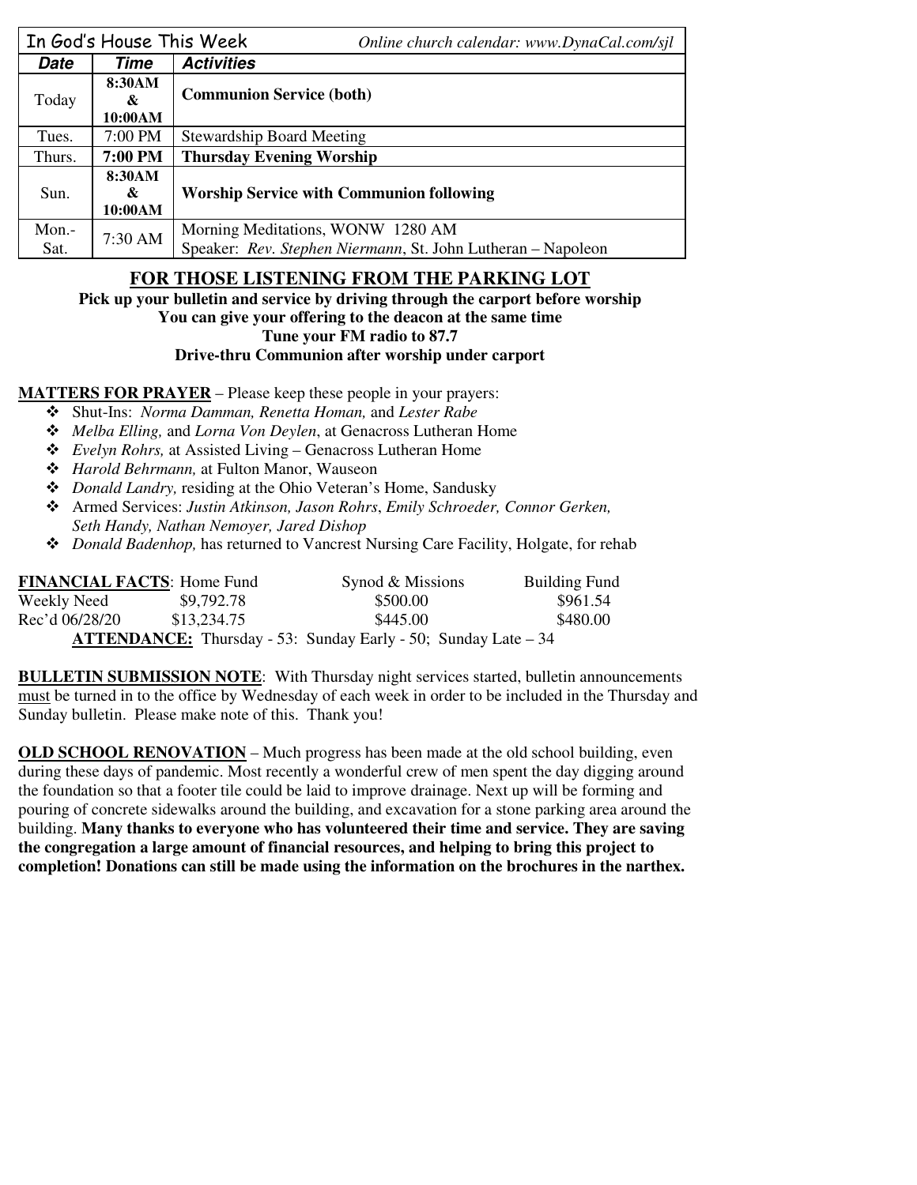| In God's House This Week | | Online church calendar: www.DynaCal.com/sjl |
|---|---|---|
| **Date** | **Time** | **Activities** |
| Today | **8:30AM & 10:00AM** | **Communion Service (both)** |
| Tues. | 7:00 PM | Stewardship Board Meeting |
| Thurs. | **7:00 PM** | **Thursday Evening Worship** |
| Sun. | **8:30AM & 10:00AM** | **Worship Service with Communion following** |
| Mon.-Sat. | 7:30 AM | Morning Meditations, WONW 1280 AM<br>Speaker: *Rev. Stephen Niermann*, St. John Lutheran – Napoleon |

## FOR THOSE LISTENING FROM THE PARKING LOT

**Pick up your bulletin and service by driving through the carport before worship**
**You can give your offering to the deacon at the same time**
**Tune your FM radio to 87.7**
**Drive-thru Communion after worship under carport**

**MATTERS FOR PRAYER** – Please keep these people in your prayers:

- Shut-Ins: *Norma Damman, Renetta Homan,* and *Lester Rabe*
- *Melba Elling,* and *Lorna Von Deylen*, at Genacross Lutheran Home
- *Evelyn Rohrs,* at Assisted Living – Genacross Lutheran Home
- *Harold Behrmann,* at Fulton Manor, Wauseon
- *Donald Landry,* residing at the Ohio Veteran's Home, Sandusky
- Armed Services: *Justin Atkinson, Jason Rohrs*, *Emily Schroeder, Connor Gerken, Seth Handy, Nathan Nemoyer, Jared Dishop*
- *Donald Badenhop,* has returned to Vancrest Nursing Care Facility, Holgate, for rehab

| **FINANCIAL FACTS**: | Home Fund | Synod & Missions | Building Fund |
|---|---|---|---|
| Weekly Need | $9,792.78 | $500.00 | $961.54 |
| Rec'd 06/28/20 | $13,234.75 | $445.00 | $480.00 |

**ATTENDANCE:** Thursday - 53: Sunday Early - 50; Sunday Late – 34

**BULLETIN SUBMISSION NOTE**: With Thursday night services started, bulletin announcements must be turned in to the office by Wednesday of each week in order to be included in the Thursday and Sunday bulletin. Please make note of this. Thank you!

**OLD SCHOOL RENOVATION** – Much progress has been made at the old school building, even during these days of pandemic. Most recently a wonderful crew of men spent the day digging around the foundation so that a footer tile could be laid to improve drainage. Next up will be forming and pouring of concrete sidewalks around the building, and excavation for a stone parking area around the building. **Many thanks to everyone who has volunteered their time and service. They are saving the congregation a large amount of financial resources, and helping to bring this project to completion! Donations can still be made using the information on the brochures in the narthex.**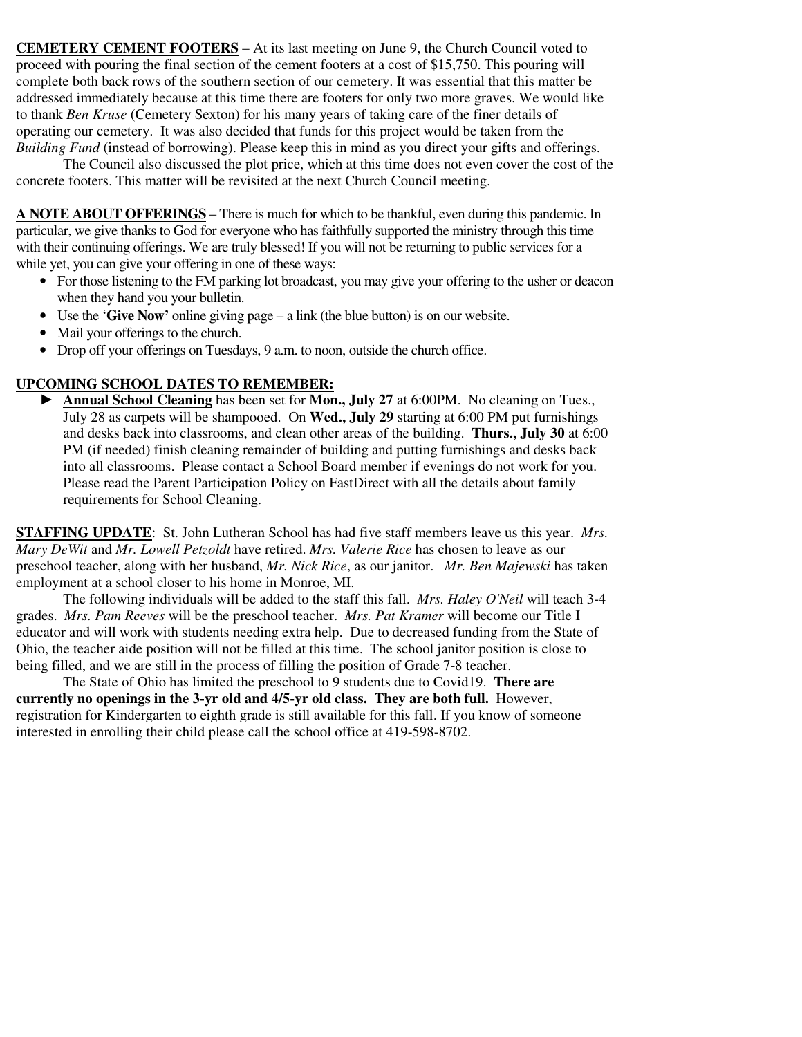**CEMETERY CEMENT FOOTERS** – At its last meeting on June 9, the Church Council voted to proceed with pouring the final section of the cement footers at a cost of $15,750. This pouring will complete both back rows of the southern section of our cemetery. It was essential that this matter be addressed immediately because at this time there are footers for only two more graves. We would like to thank *Ben Kruse* (Cemetery Sexton) for his many years of taking care of the finer details of operating our cemetery. It was also decided that funds for this project would be taken from the *Building Fund* (instead of borrowing). Please keep this in mind as you direct your gifts and offerings.

The Council also discussed the plot price, which at this time does not even cover the cost of the concrete footers. This matter will be revisited at the next Church Council meeting.

**A NOTE ABOUT OFFERINGS** – There is much for which to be thankful, even during this pandemic. In particular, we give thanks to God for everyone who has faithfully supported the ministry through this time with their continuing offerings. We are truly blessed! If you will not be returning to public services for a while yet, you can give your offering in one of these ways:

- For those listening to the FM parking lot broadcast, you may give your offering to the usher or deacon when they hand you your bulletin.
- Use the '**Give Now'** online giving page – a link (the blue button) is on our website.
- Mail your offerings to the church.
- Drop off your offerings on Tuesdays, 9 a.m. to noon, outside the church office.

**UPCOMING SCHOOL DATES TO REMEMBER:**

► **Annual School Cleaning** has been set for **Mon., July 27** at 6:00PM. No cleaning on Tues., July 28 as carpets will be shampooed. On **Wed., July 29** starting at 6:00 PM put furnishings and desks back into classrooms, and clean other areas of the building. **Thurs., July 30** at 6:00 PM (if needed) finish cleaning remainder of building and putting furnishings and desks back into all classrooms. Please contact a School Board member if evenings do not work for you. Please read the Parent Participation Policy on FastDirect with all the details about family requirements for School Cleaning.

**STAFFING UPDATE**: St. John Lutheran School has had five staff members leave us this year. *Mrs. Mary DeWit* and *Mr. Lowell Petzoldt* have retired. *Mrs. Valerie Rice* has chosen to leave as our preschool teacher, along with her husband, *Mr. Nick Rice*, as our janitor. *Mr. Ben Majewski* has taken employment at a school closer to his home in Monroe, MI.

The following individuals will be added to the staff this fall. *Mrs. Haley O'Neil* will teach 3-4 grades. *Mrs. Pam Reeves* will be the preschool teacher. *Mrs. Pat Kramer* will become our Title I educator and will work with students needing extra help. Due to decreased funding from the State of Ohio, the teacher aide position will not be filled at this time. The school janitor position is close to being filled, and we are still in the process of filling the position of Grade 7-8 teacher.

The State of Ohio has limited the preschool to 9 students due to Covid19. **There are currently no openings in the 3-yr old and 4/5-yr old class. They are both full.** However, registration for Kindergarten to eighth grade is still available for this fall. If you know of someone interested in enrolling their child please call the school office at 419-598-8702.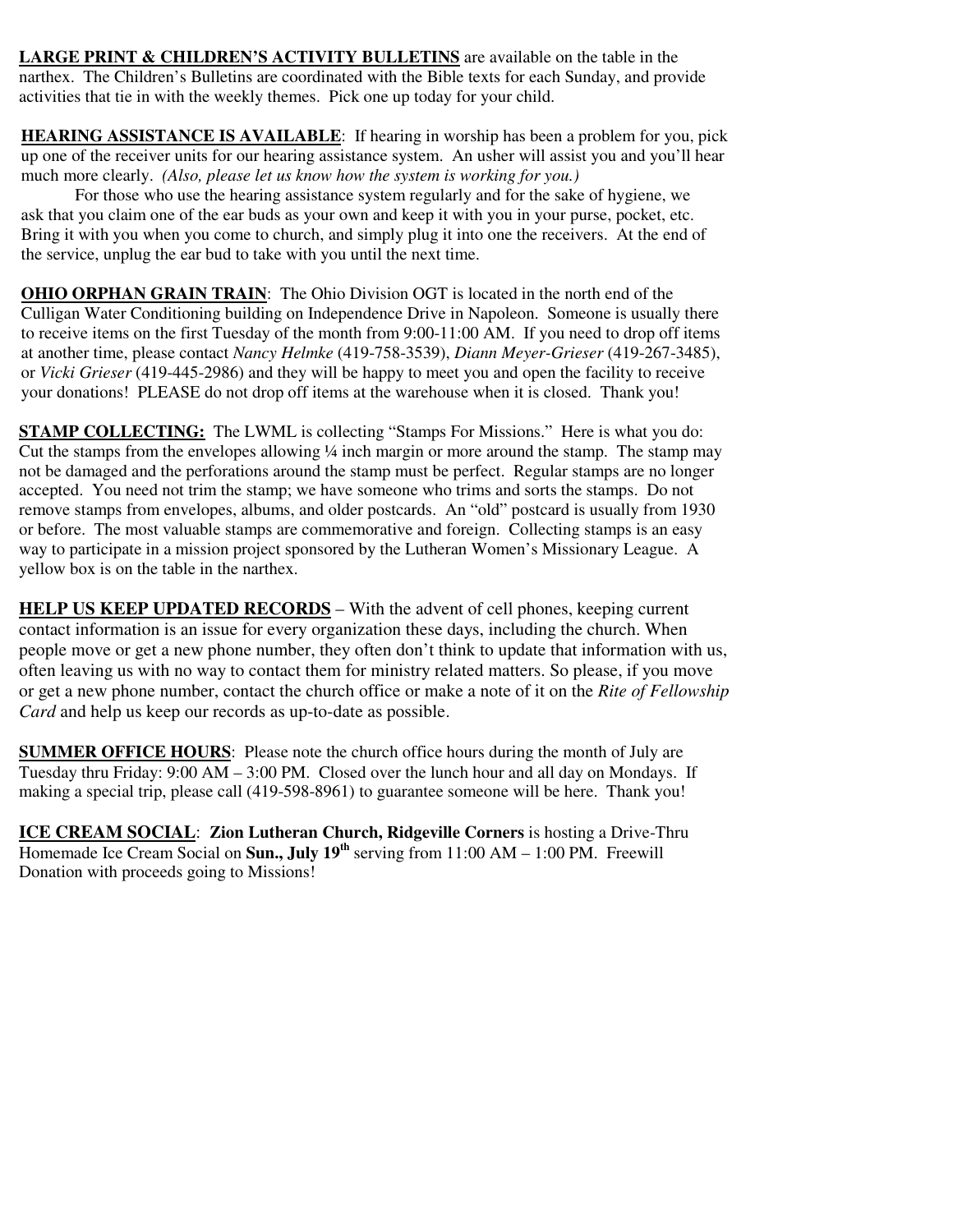**LARGE PRINT & CHILDREN'S ACTIVITY BULLETINS** are available on the table in the narthex. The Children's Bulletins are coordinated with the Bible texts for each Sunday, and provide activities that tie in with the weekly themes. Pick one up today for your child.

**HEARING ASSISTANCE IS AVAILABLE**: If hearing in worship has been a problem for you, pick up one of the receiver units for our hearing assistance system. An usher will assist you and you'll hear much more clearly. *(Also, please let us know how the system is working for you.)*

For those who use the hearing assistance system regularly and for the sake of hygiene, we ask that you claim one of the ear buds as your own and keep it with you in your purse, pocket, etc. Bring it with you when you come to church, and simply plug it into one the receivers. At the end of the service, unplug the ear bud to take with you until the next time.

**OHIO ORPHAN GRAIN TRAIN**: The Ohio Division OGT is located in the north end of the Culligan Water Conditioning building on Independence Drive in Napoleon. Someone is usually there to receive items on the first Tuesday of the month from 9:00-11:00 AM. If you need to drop off items at another time, please contact *Nancy Helmke* (419-758-3539), *Diann Meyer-Grieser* (419-267-3485), or *Vicki Grieser* (419-445-2986) and they will be happy to meet you and open the facility to receive your donations! PLEASE do not drop off items at the warehouse when it is closed. Thank you!

**STAMP COLLECTING:** The LWML is collecting "Stamps For Missions." Here is what you do: Cut the stamps from the envelopes allowing ¼ inch margin or more around the stamp. The stamp may not be damaged and the perforations around the stamp must be perfect. Regular stamps are no longer accepted. You need not trim the stamp; we have someone who trims and sorts the stamps. Do not remove stamps from envelopes, albums, and older postcards. An "old" postcard is usually from 1930 or before. The most valuable stamps are commemorative and foreign. Collecting stamps is an easy way to participate in a mission project sponsored by the Lutheran Women's Missionary League. A yellow box is on the table in the narthex.

**HELP US KEEP UPDATED RECORDS** – With the advent of cell phones, keeping current contact information is an issue for every organization these days, including the church. When people move or get a new phone number, they often don't think to update that information with us, often leaving us with no way to contact them for ministry related matters. So please, if you move or get a new phone number, contact the church office or make a note of it on the *Rite of Fellowship Card* and help us keep our records as up-to-date as possible.

**SUMMER OFFICE HOURS**: Please note the church office hours during the month of July are Tuesday thru Friday: 9:00 AM – 3:00 PM. Closed over the lunch hour and all day on Mondays. If making a special trip, please call (419-598-8961) to guarantee someone will be here. Thank you!

**ICE CREAM SOCIAL**: **Zion Lutheran Church, Ridgeville Corners** is hosting a Drive-Thru Homemade Ice Cream Social on **Sun., July 19th** serving from 11:00 AM – 1:00 PM. Freewill Donation with proceeds going to Missions!